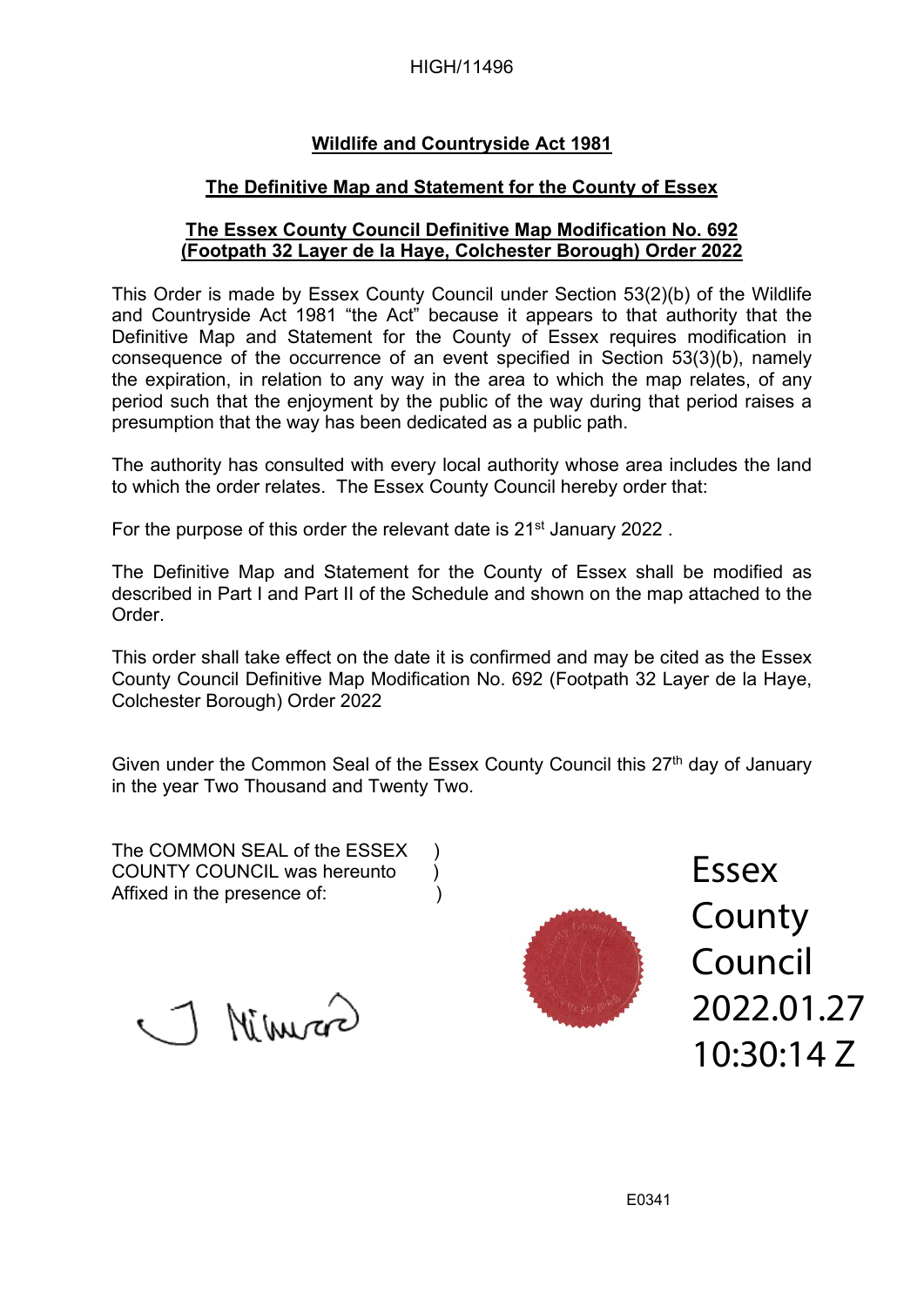HIGH/11496

**Wildlife and Countryside Act 1981**

**The Definitive Map and Statement for the County of Essex**

**The Essex County Council Definitive Map Modification No. 692 (Footpath 32 Layer de la Haye, Colchester Borough) Order 2022**

This Order is made by Essex County Council under Section 53(2)(b) of the Wildlife and Countryside Act 1981 "the Act" because it appears to that authority that the Definitive Map and Statement for the County of Essex requires modification in consequence of the occurrence of an event specified in Section 53(3)(b), namely the expiration, in relation to any way in the area to which the map relates, of any period such that the enjoyment by the public of the way during that period raises a presumption that the way has been dedicated as a public path.

The authority has consulted with every local authority whose area includes the land to which the order relates. The Essex County Council hereby order that:

For the purpose of this order the relevant date is 21st January 2022 .

The Definitive Map and Statement for the County of Essex shall be modified as described in Part I and Part II of the Schedule and shown on the map attached to the Order.

This order shall take effect on the date it is confirmed and may be cited as the Essex County Council Definitive Map Modification No. 692 (Footpath 32 Layer de la Haye, Colchester Borough) Order 2022

Given under the Common Seal of the Essex County Council this 27th day of January in the year Two Thousand and Twenty Two.

The COMMON SEAL of the ESSEX )
COUNTY COUNCIL was hereunto )
Affixed in the presence of: )

Essex County Council 2022.01.27 10:30:14 Z

E0341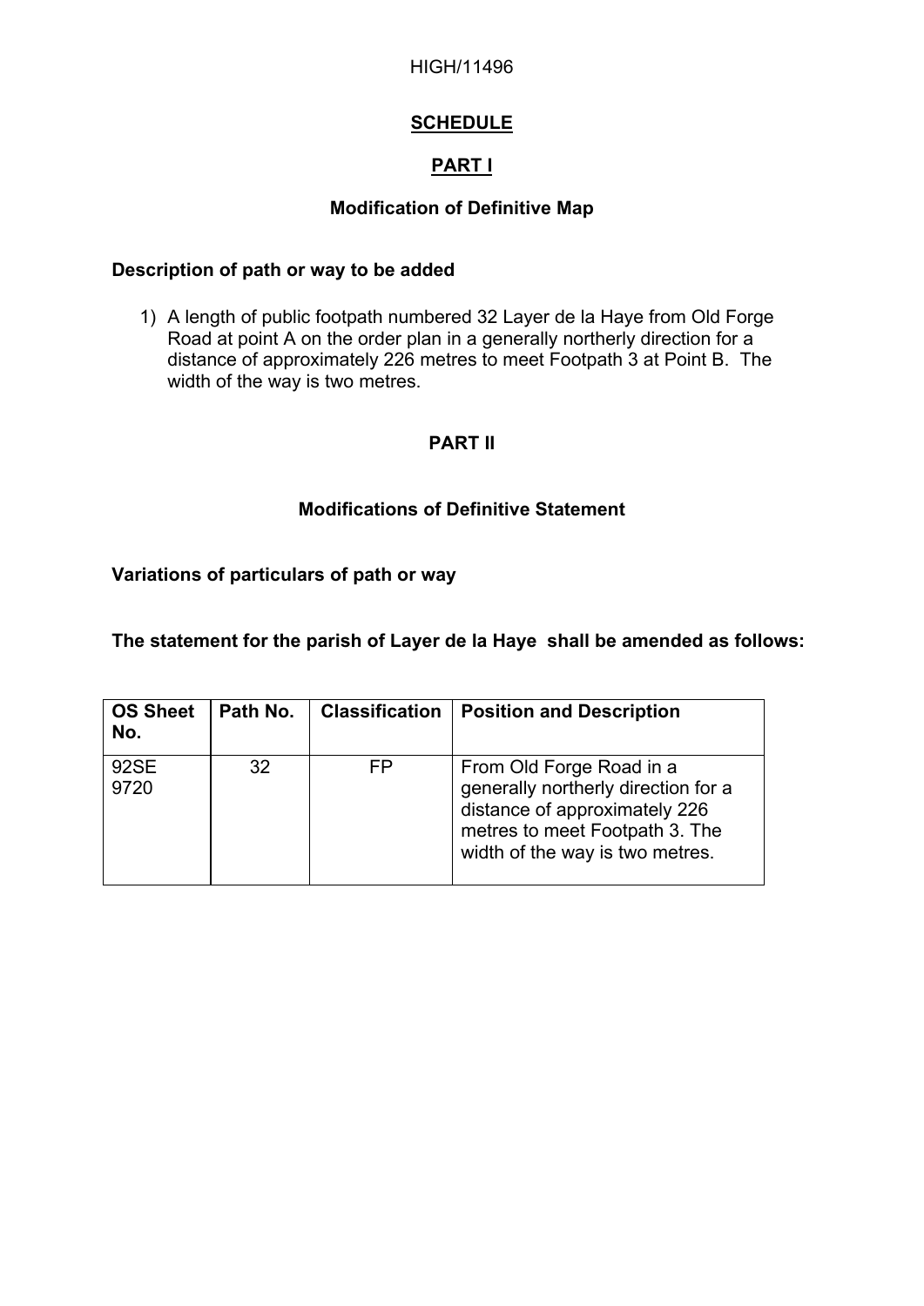HIGH/11496

# SCHEDULE

## PART I

### Modification of Definitive Map

**Description of path or way to be added**

1) A length of public footpath numbered 32 Layer de la Haye from Old Forge Road at point A on the order plan in a generally northerly direction for a distance of approximately 226 metres to meet Footpath 3 at Point B. The width of the way is two metres.

## PART II

### Modifications of Definitive Statement

**Variations of particulars of path or way**

**The statement for the parish of Layer de la Haye shall be amended as follows:**

| OS Sheet No. | Path No. | Classification | Position and Description |
|---|---|---|---|
| 92SE 9720 | 32 | FP | From Old Forge Road in a generally northerly direction for a distance of approximately 226 metres to meet Footpath 3. The width of the way is two metres. |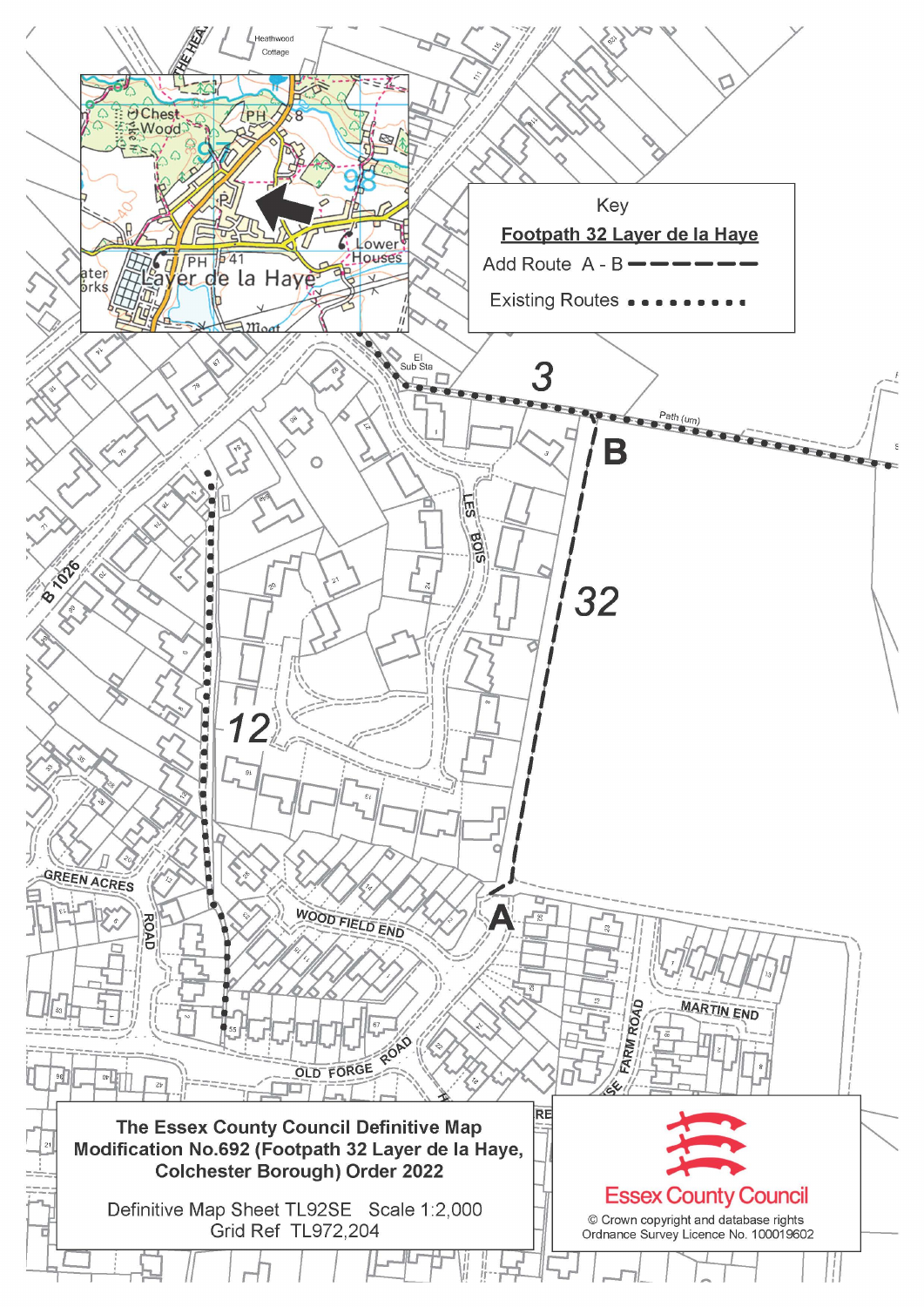**Key**

**Footpath 32 Layer de la Haye**

Add Route A - B

Existing Routes

3

B

32

12

A

LES BOIS

B 1026

GREEN ACRES

ROAD

WOOD FIELD END

OLD FORGE ROAD

MARTIN END

FARM ROAD

El Sub Sta

Path (um)

Heathwood Cottage

Chest Wood

PH

Lower Houses

Layer de la Haye

Moat

**The Essex County Council Definitive Map Modification No.692 (Footpath 32 Layer de la Haye, Colchester Borough) Order 2022**

Definitive Map Sheet TL92SE Scale 1:2,000

Grid Ref TL972,204

Essex County Council

© Crown copyright and database rights Ordnance Survey Licence No. 100019602